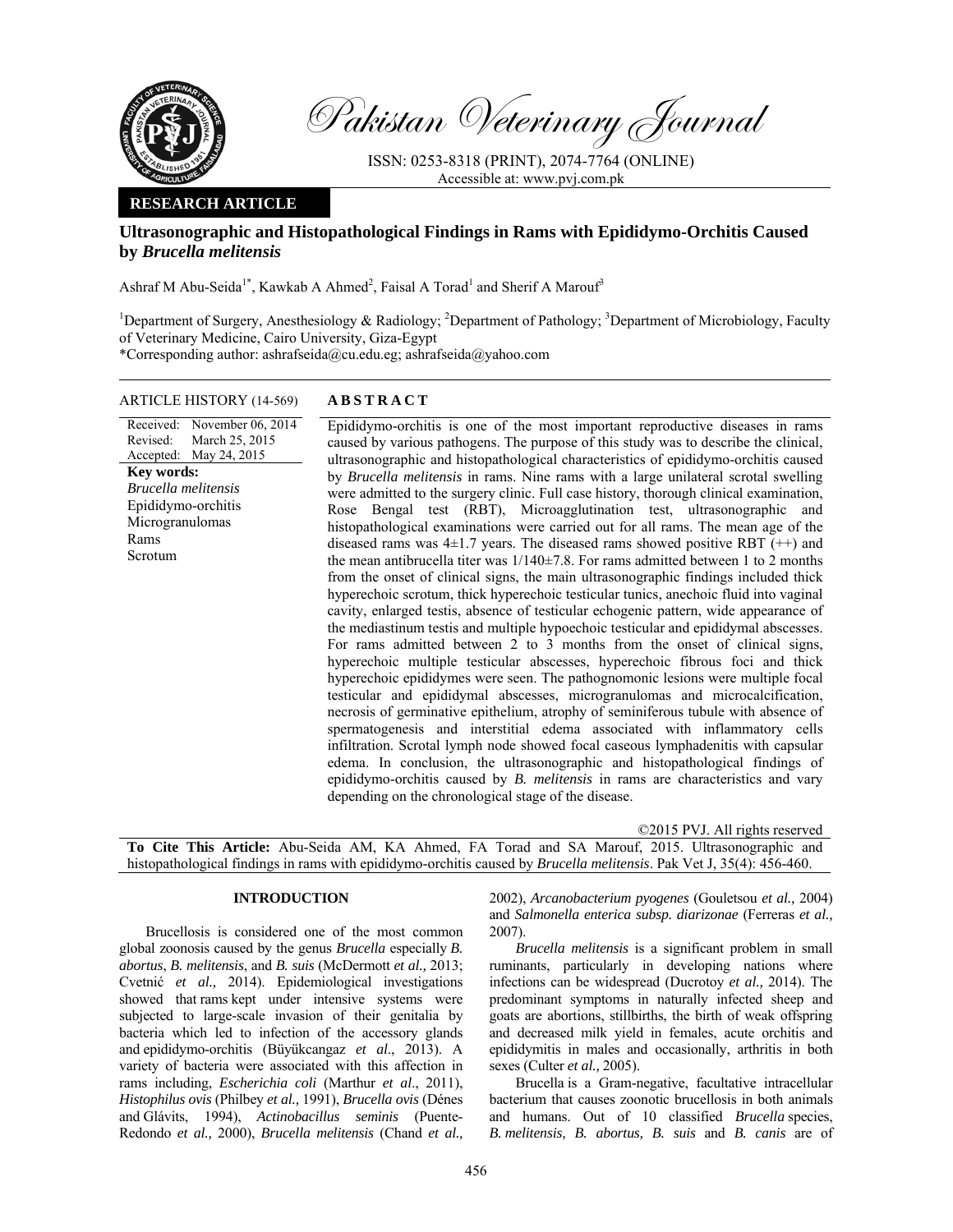# Pakistan Veterinary Journal

ISSN: 0253-8318 (PRINT), 2074-7764 (ONLINE)
Accessible at: www.pvj.com.pk

**RESEARCH ARTICLE**

## Ultrasonographic and Histopathological Findings in Rams with Epididymo-Orchitis Caused by *Brucella melitensis*

Ashraf M Abu-Seida[1*], Kawkab A Ahmed[2], Faisal A Torad[1] and Sherif A Marouf[3]

[1]Department of Surgery, Anesthesiology & Radiology; [2]Department of Pathology; [3]Department of Microbiology, Faculty of Veterinary Medicine, Cairo University, Giza-Egypt
*Corresponding author: ashrafseida@cu.edu.eg; ashrafseida@yahoo.com

**ARTICLE HISTORY** (14-569)

Received: November 06, 2014
Revised: March 25, 2015
Accepted: May 24, 2015

**Key words:**
*Brucella melitensis*
Epididymo-orchitis
Microgranulomas
Rams
Scrotum

**ABSTRACT**

Epididymo-orchitis is one of the most important reproductive diseases in rams caused by various pathogens. The purpose of this study was to describe the clinical, ultrasonographic and histopathological characteristics of epididymo-orchitis caused by *Brucella melitensis* in rams. Nine rams with a large unilateral scrotal swelling were admitted to the surgery clinic. Full case history, thorough clinical examination, Rose Bengal test (RBT), Microagglutination test, ultrasonographic and histopathological examinations were carried out for all rams. The mean age of the diseased rams was 4±1.7 years. The diseased rams showed positive RBT (++) and the mean antibrucella titer was 1/140±7.8. For rams admitted between 1 to 2 months from the onset of clinical signs, the main ultrasonographic findings included thick hyperechoic scrotum, thick hyperechoic testicular tunics, anechoic fluid into vaginal cavity, enlarged testis, absence of testicular echogenic pattern, wide appearance of the mediastinum testis and multiple hypoechoic testicular and epididymal abscesses. For rams admitted between 2 to 3 months from the onset of clinical signs, hyperechoic multiple testicular abscesses, hyperechoic fibrous foci and thick hyperechoic epididymes were seen. The pathognomonic lesions were multiple focal testicular and epididymal abscesses, microgranulomas and microcalcification, necrosis of germinative epithelium, atrophy of seminiferous tubule with absence of spermatogenesis and interstitial edema associated with inflammatory cells infiltration. Scrotal lymph node showed focal caseous lymphadenitis with capsular edema. In conclusion, the ultrasonographic and histopathological findings of epididymo-orchitis caused by *B. melitensis* in rams are characteristics and vary depending on the chronological stage of the disease.

©2015 PVJ. All rights reserved

**To Cite This Article:** Abu-Seida AM, KA Ahmed, FA Torad and SA Marouf, 2015. Ultrasonographic and histopathological findings in rams with epididymo-orchitis caused by *Brucella melitensis*. Pak Vet J, 35(4): 456-460.

## INTRODUCTION

Brucellosis is considered one of the most common global zoonosis caused by the genus *Brucella* especially *B. abortus*, *B. melitensis*, and *B. suis* (McDermott *et al.,* 2013; Cvetnić *et al.,* 2014). Epidemiological investigations showed that rams kept under intensive systems were subjected to large-scale invasion of their genitalia by bacteria which led to infection of the accessory glands and epididymo-orchitis (Büyükcangaz *et al*., 2013). A variety of bacteria were associated with this affection in rams including, *Escherichia coli* (Marthur *et al*., 2011), *Histophilus ovis* (Philbey *et al.,* 1991), *Brucella ovis* (Dénes and Glávits, 1994), *Actinobacillus seminis* (Puente-Redondo *et al.,* 2000), *Brucella melitensis* (Chand *et al.,* 2002), *Arcanobacterium pyogenes* (Gouletsou *et al.,* 2004) and *Salmonella enterica subsp. diarizonae* (Ferreras *et al.,* 2007).

*Brucella melitensis* is a significant problem in small ruminants, particularly in developing nations where infections can be widespread (Ducrotoy *et al.,* 2014). The predominant symptoms in naturally infected sheep and goats are abortions, stillbirths, the birth of weak offspring and decreased milk yield in females, acute orchitis and epididymitis in males and occasionally, arthritis in both sexes (Culter *et al.,* 2005).

Brucella is a Gram-negative, facultative intracellular bacterium that causes zoonotic brucellosis in both animals and humans. Out of 10 classified *Brucella* species, *B. melitensis, B. abortus, B. suis* and *B. canis* are of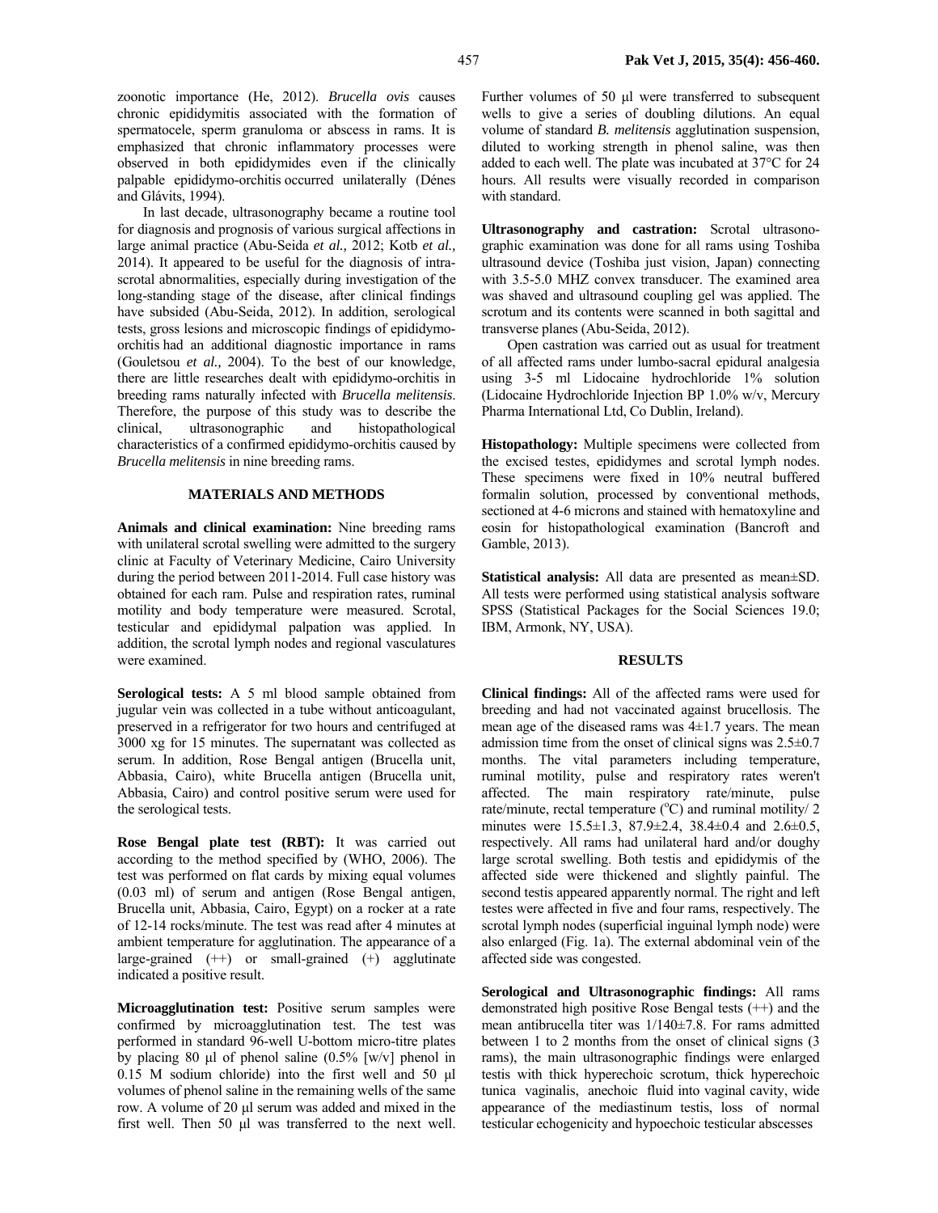zoonotic importance (He, 2012). *Brucella ovis* causes chronic epididymitis associated with the formation of spermatocele, sperm granuloma or abscess in rams. It is emphasized that chronic inflammatory processes were observed in both epididymides even if the clinically palpable epididymo-orchitis occurred unilaterally (Dénes and Glávits, 1994).

In last decade, ultrasonography became a routine tool for diagnosis and prognosis of various surgical affections in large animal practice (Abu-Seida *et al.,* 2012; Kotb *et al.,* 2014). It appeared to be useful for the diagnosis of intra-scrotal abnormalities, especially during investigation of the long-standing stage of the disease, after clinical findings have subsided (Abu-Seida, 2012). In addition, serological tests, gross lesions and microscopic findings of epididymo-orchitis had an additional diagnostic importance in rams (Gouletsou *et al.,* 2004). To the best of our knowledge, there are little researches dealt with epididymo-orchitis in breeding rams naturally infected with *Brucella melitensis*. Therefore, the purpose of this study was to describe the clinical, ultrasonographic and histopathological characteristics of a confirmed epididymo-orchitis caused by *Brucella melitensis* in nine breeding rams.

## MATERIALS AND METHODS

**Animals and clinical examination:** Nine breeding rams with unilateral scrotal swelling were admitted to the surgery clinic at Faculty of Veterinary Medicine, Cairo University during the period between 2011-2014. Full case history was obtained for each ram. Pulse and respiration rates, ruminal motility and body temperature were measured. Scrotal, testicular and epididymal palpation was applied. In addition, the scrotal lymph nodes and regional vasculatures were examined.

**Serological tests:** A 5 ml blood sample obtained from jugular vein was collected in a tube without anticoagulant, preserved in a refrigerator for two hours and centrifuged at 3000 xg for 15 minutes. The supernatant was collected as serum. In addition, Rose Bengal antigen (Brucella unit, Abbasia, Cairo), white Brucella antigen (Brucella unit, Abbasia, Cairo) and control positive serum were used for the serological tests.

**Rose Bengal plate test (RBT):** It was carried out according to the method specified by (WHO, 2006). The test was performed on flat cards by mixing equal volumes (0.03 ml) of serum and antigen (Rose Bengal antigen, Brucella unit, Abbasia, Cairo, Egypt) on a rocker at a rate of 12-14 rocks/minute. The test was read after 4 minutes at ambient temperature for agglutination. The appearance of a large-grained (++) or small-grained (+) agglutinate indicated a positive result.

**Microagglutination test:** Positive serum samples were confirmed by microagglutination test. The test was performed in standard 96-well U-bottom micro-titre plates by placing 80 µl of phenol saline (0.5% [w/v] phenol in 0.15 M sodium chloride) into the first well and 50 µl volumes of phenol saline in the remaining wells of the same row. A volume of 20 µl serum was added and mixed in the first well. Then 50 µl was transferred to the next well. Further volumes of 50 µl were transferred to subsequent wells to give a series of doubling dilutions. An equal volume of standard *B. melitensis* agglutination suspension, diluted to working strength in phenol saline, was then added to each well. The plate was incubated at 37°C for 24 hours. All results were visually recorded in comparison with standard.

**Ultrasonography and castration:** Scrotal ultrasonographic examination was done for all rams using Toshiba ultrasound device (Toshiba just vision, Japan) connecting with 3.5-5.0 MHZ convex transducer. The examined area was shaved and ultrasound coupling gel was applied. The scrotum and its contents were scanned in both sagittal and transverse planes (Abu-Seida, 2012).

Open castration was carried out as usual for treatment of all affected rams under lumbo-sacral epidural analgesia using 3-5 ml Lidocaine hydrochloride 1% solution (Lidocaine Hydrochloride Injection BP 1.0% w/v, Mercury Pharma International Ltd, Co Dublin, Ireland).

**Histopathology:** Multiple specimens were collected from the excised testes, epididymes and scrotal lymph nodes. These specimens were fixed in 10% neutral buffered formalin solution, processed by conventional methods, sectioned at 4-6 microns and stained with hematoxyline and eosin for histopathological examination (Bancroft and Gamble, 2013).

**Statistical analysis:** All data are presented as mean±SD. All tests were performed using statistical analysis software SPSS (Statistical Packages for the Social Sciences 19.0; IBM, Armonk, NY, USA).

## RESULTS

**Clinical findings:** All of the affected rams were used for breeding and had not vaccinated against brucellosis. The mean age of the diseased rams was 4±1.7 years. The mean admission time from the onset of clinical signs was 2.5±0.7 months. The vital parameters including temperature, ruminal motility, pulse and respiratory rates weren't affected. The main respiratory rate/minute, pulse rate/minute, rectal temperature (°C) and ruminal motility/ 2 minutes were 15.5±1.3, 87.9±2.4, 38.4±0.4 and 2.6±0.5, respectively. All rams had unilateral hard and/or doughy large scrotal swelling. Both testis and epididymis of the affected side were thickened and slightly painful. The second testis appeared apparently normal. The right and left testes were affected in five and four rams, respectively. The scrotal lymph nodes (superficial inguinal lymph node) were also enlarged (Fig. 1a). The external abdominal vein of the affected side was congested.

**Serological and Ultrasonographic findings:** All rams demonstrated high positive Rose Bengal tests (++) and the mean antibrucella titer was 1/140±7.8. For rams admitted between 1 to 2 months from the onset of clinical signs (3 rams), the main ultrasonographic findings were enlarged testis with thick hyperechoic scrotum, thick hyperechoic tunica vaginalis, anechoic fluid into vaginal cavity, wide appearance of the mediastinum testis, loss of normal testicular echogenicity and hypoechoic testicular abscesses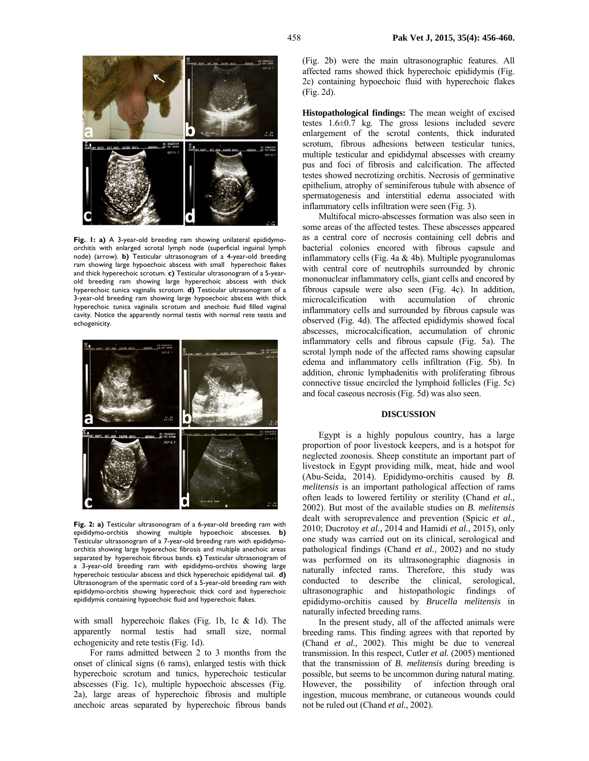**Fig. 1: a)** A 3-year-old breeding ram showing unilateral epididymo-orchitis with enlarged scrotal lymph node (superficial inguinal lymph node) (arrow). **b)** Testicular ultrasonogram of a 4-year-old breeding ram showing large hypoechoic abscess with small hyperechoic flakes and thick hyperechoic scrotum. **c)** Testicular ultrasonogram of a 5-year-old breeding ram showing large hyperechoic abscess with thick hyperechoic tunica vaginalis scrotum. **d)** Testicular ultrasonogram of a 3-year-old breeding ram showing large hypoechoic abscess with thick hyperechoic tunica vaginalis scrotum and anechoic fluid filled vaginal cavity. Notice the apparently normal testis with normal rete testis and echogenicity.

**Fig. 2: a)** Testicular ultrasonogram of a 6-year-old breeding ram with epididymo-orchitis showing multiple hypoechoic abscesses. **b)** Testicular ultrasonogram of a 7-year-old breeding ram with epididymo-orchitis showing large hyperechoic fibrosis and multiple anechoic areas separated by hyperechoic fibrous bands. **c)** Testicular ultrasonogram of a 3-year-old breeding ram with epididymo-orchitis showing large hyperechoic testicular abscess and thick hyperechoic epididymal tail. **d)** Ultrasonogram of the spermatic cord of a 5-year-old breeding ram with epididymo-orchitis showing hyperechoic thick cord and hyperechoic epididymis containing hypoechoic fluid and hyperechoic flakes.

with small hyperechoic flakes (Fig. 1b, 1c & 1d). The apparently normal testis had small size, normal echogenicity and rete testis (Fig. 1d).

For rams admitted between 2 to 3 months from the onset of clinical signs (6 rams), enlarged testis with thick hyperechoic scrotum and tunics, hyperechoic testicular abscesses (Fig. 1c), multiple hypoechoic abscesses (Fig. 2a), large areas of hyperechoic fibrosis and multiple anechoic areas separated by hyperechoic fibrous bands (Fig. 2b) were the main ultrasonographic features. All affected rams showed thick hyperechoic epididymis (Fig. 2c) containing hypoechoic fluid with hyperechoic flakes (Fig. 2d).

**Histopathological findings:** The mean weight of excised testes 1.6±0.7 kg. The gross lesions included severe enlargement of the scrotal contents, thick indurated scrotum, fibrous adhesions between testicular tunics, multiple testicular and epididymal abscesses with creamy pus and foci of fibrosis and calcification. The affected testes showed necrotizing orchitis. Necrosis of germinative epithelium, atrophy of seminiferous tubule with absence of spermatogenesis and interstitial edema associated with inflammatory cells infiltration were seen (Fig. 3).

Multifocal micro-abscesses formation was also seen in some areas of the affected testes. These abscesses appeared as a central core of necrosis containing cell debris and bacterial colonies encored with fibrous capsule and inflammatory cells (Fig. 4a & 4b). Multiple pyogranulomas with central core of neutrophils surrounded by chronic mononuclear inflammatory cells, giant cells and encored by fibrous capsule were also seen (Fig. 4c). In addition, microcalcification with accumulation of chronic inflammatory cells and surrounded by fibrous capsule was observed (Fig. 4d). The affected epididymis showed focal abscesses, microcalcification, accumulation of chronic inflammatory cells and fibrous capsule (Fig. 5a). The scrotal lymph node of the affected rams showing capsular edema and inflammatory cells infiltration (Fig. 5b). In addition, chronic lymphadenitis with proliferating fibrous connective tissue encircled the lymphoid follicles (Fig. 5c) and focal caseous necrosis (Fig. 5d) was also seen.

## DISCUSSION

Egypt is a highly populous country, has a large proportion of poor livestock keepers, and is a hotspot for neglected zoonosis. Sheep constitute an important part of livestock in Egypt providing milk, meat, hide and wool (Abu-Seida, 2014). Epididymo-orchitis caused by *B. melitensis* is an important pathological affection of rams often leads to lowered fertility or sterility (Chand *et al.,* 2002). But most of the available studies on *B. melitensis* dealt with seroprevalence and prevention (Spicic *et al.,* 2010; Ducrotoy *et al.,* 2014 and Hamidi *et al.,* 2015), only one study was carried out on its clinical, serological and pathological findings (Chand *et al.,* 2002) and no study was performed on its ultrasonographic diagnosis in naturally infected rams. Therefore, this study was conducted to describe the clinical, serological, ultrasonographic and histopathologic findings of epididymo-orchitis caused by *Brucella melitensis* in naturally infected breeding rams.

In the present study, all of the affected animals were breeding rams. This finding agrees with that reported by (Chand *et al.,* 2002). This might be due to venereal transmission. In this respect, Cutler *et al.* (2005) mentioned that the transmission of *B. melitensis* during breeding is possible, but seems to be uncommon during natural mating. However, the possibility of infection through oral ingestion, mucous membrane, or cutaneous wounds could not be ruled out (Chand *et al.,* 2002).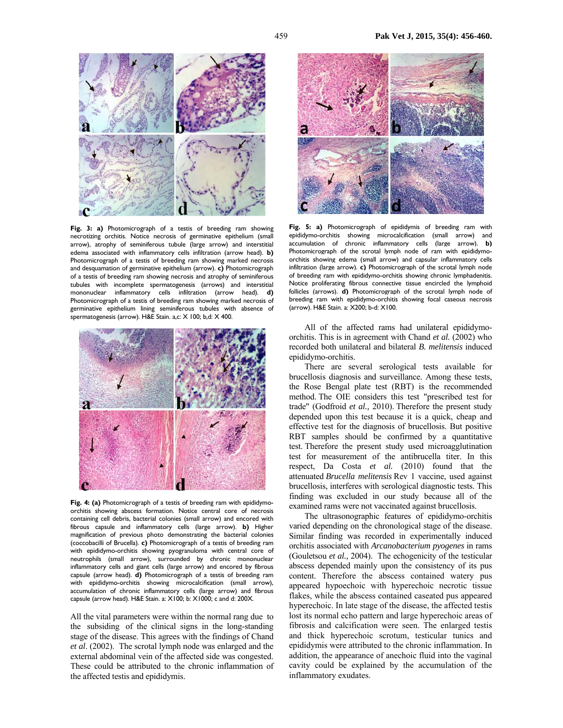**Fig. 3: a)** Photomicrograph of a testis of breeding ram showing necrotizing orchitis. Notice necrosis of germinative epithelium (small arrow), atrophy of seminiferous tubule (large arrow) and interstitial edema associated with inflammatory cells infiltration (arrow head). **b)** Photomicrograph of a testis of breeding ram showing marked necrosis and desquamation of germinative epithelium (arrow). **c)** Photomicrograph of a testis of breeding ram showing necrosis and atrophy of seminiferous tubules with incomplete spermatogenesis (arrows) and interstitial mononuclear inflammatory cells infiltration (arrow head). **d)** Photomicrograph of a testis of breeding ram showing marked necrosis of germinative epithelium lining seminiferous tubules with absence of spermatogenesis (arrow). H&E Stain. a,c: X 100; b,d: X 400.

**Fig. 4: (a)** Photomicrograph of a testis of breeding ram with epididymo-orchitis showing abscess formation. Notice central core of necrosis containing cell debris, bacterial colonies (small arrow) and encored with fibrous capsule and inflammatory cells (large arrow). **b)** Higher magnification of previous photo demonstrating the bacterial colonies (coccobacilli of Brucella). **c)** Photomicrograph of a testis of breeding ram with epididymo-orchitis showing pyogranuloma with central core of neutrophils (small arrow), surrounded by chronic mononuclear inflammatory cells and giant cells (large arrow) and encored by fibrous capsule (arrow head). **d)** Photomicrograph of a testis of breeding ram with epididymo-orchitis showing microcalcification (small arrow), accumulation of chronic inflammatory cells (large arrow) and fibrous capsule (arrow head). H&E Stain. a: X100; b: X1000; c and d: 200X.

All the vital parameters were within the normal rang due to the subsiding of the clinical signs in the long-standing stage of the disease. This agrees with the findings of Chand *et al*. (2002). The scrotal lymph node was enlarged and the external abdominal vein of the affected side was congested. These could be attributed to the chronic inflammation of the affected testis and epididymis.

**Fig. 5: a)** Photomicrograph of epididymis of breeding ram with epididymo-orchitis showing microcalcification (small arrow) and accumulation of chronic inflammatory cells (large arrow). **b)** Photomicrograph of the scrotal lymph node of ram with epididymo-orchitis showing edema (small arrow) and capsular inflammatory cells infiltration (large arrow). **c)** Photomicrograph of the scrotal lymph node of breeding ram with epididymo-orchitis showing chronic lymphadenitis. Notice proliferating fibrous connective tissue encircled the lymphoid follicles (arrows). **d)** Photomicrograph of the scrotal lymph node of breeding ram with epididymo-orchitis showing focal caseous necrosis (arrow). H&E Stain. a: X200; b-d: X100.

All of the affected rams had unilateral epididymo-orchitis. This is in agreement with Chand *et al.* (2002) who recorded both unilateral and bilateral *B. melitensis* induced epididymo-orchitis.

There are several serological tests available for brucellosis diagnosis and surveillance. Among these tests, the Rose Bengal plate test (RBT) is the recommended method. The OIE considers this test "prescribed test for trade" (Godfroid *et al.,* 2010). Therefore the present study depended upon this test because it is a quick, cheap and effective test for the diagnosis of brucellosis. But positive RBT samples should be confirmed by a quantitative test. Therefore the present study used microagglutination test for measurement of the antibrucella titer. In this respect, Da Costa *et al.* (2010) found that the attenuated *Brucella melitensis* Rev 1 vaccine, used against brucellosis, interferes with serological diagnostic tests. This finding was excluded in our study because all of the examined rams were not vaccinated against brucellosis.

The ultrasonographic features of epididymo-orchitis varied depending on the chronological stage of the disease. Similar finding was recorded in experimentally induced orchitis associated with *Arcanobacterium pyogenes* in rams (Gouletsou *et al.,* 2004). The echogenicity of the testicular abscess depended mainly upon the consistency of its pus content. Therefore the abscess contained watery pus appeared hypoechoic with hyperechoic necrotic tissue flakes, while the abscess contained caseated pus appeared hyperechoic. In late stage of the disease, the affected testis lost its normal echo pattern and large hyperechoic areas of fibrosis and calcification were seen. The enlarged testis and thick hyperechoic scrotum, testicular tunics and epididymis were attributed to the chronic inflammation. In addition, the appearance of anechoic fluid into the vaginal cavity could be explained by the accumulation of the inflammatory exudates.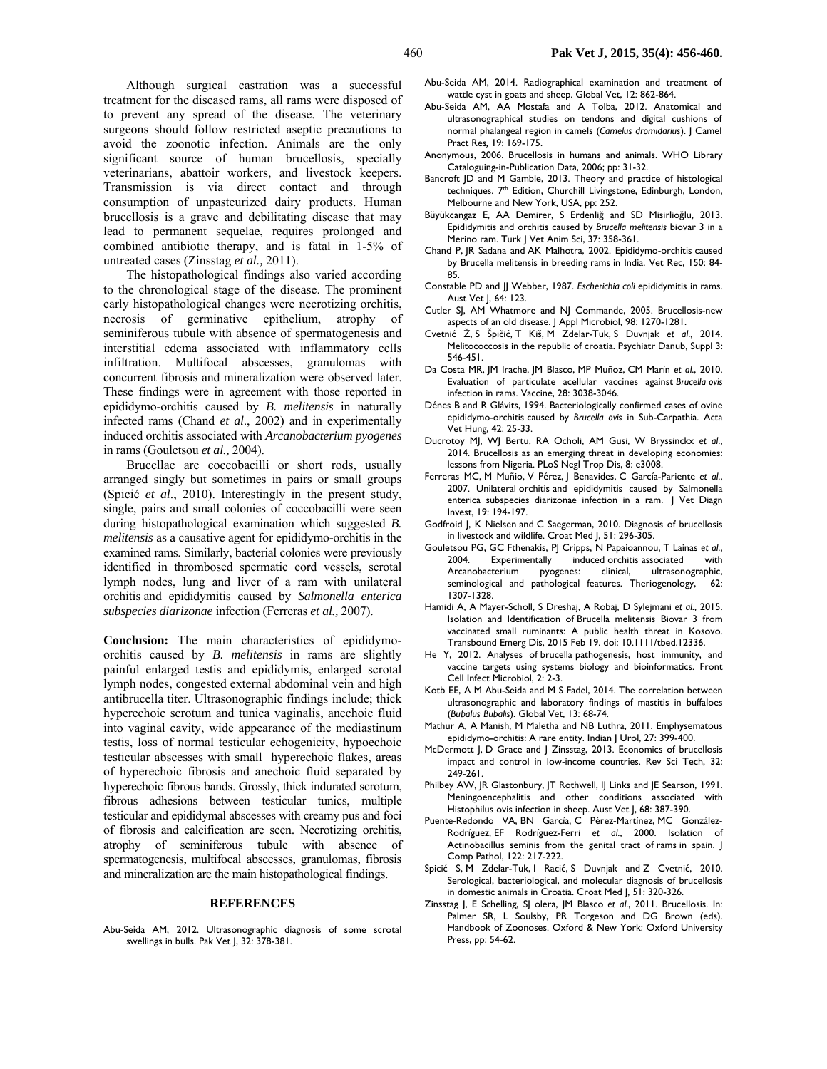Although surgical castration was a successful treatment for the diseased rams, all rams were disposed of to prevent any spread of the disease. The veterinary surgeons should follow restricted aseptic precautions to avoid the zoonotic infection. Animals are the only significant source of human brucellosis, specially veterinarians, abattoir workers, and livestock keepers. Transmission is via direct contact and through consumption of unpasteurized dairy products. Human brucellosis is a grave and debilitating disease that may lead to permanent sequelae, requires prolonged and combined antibiotic therapy, and is fatal in 1-5% of untreated cases (Zinsstag *et al.,* 2011).

The histopathological findings also varied according to the chronological stage of the disease. The prominent early histopathological changes were necrotizing orchitis, necrosis of germinative epithelium, atrophy of seminiferous tubule with absence of spermatogenesis and interstitial edema associated with inflammatory cells infiltration. Multifocal abscesses, granulomas with concurrent fibrosis and mineralization were observed later. These findings were in agreement with those reported in epididymo-orchitis caused by *B. melitensis* in naturally infected rams (Chand *et al*., 2002) and in experimentally induced orchitis associated with *Arcanobacterium pyogenes* in rams (Gouletsou *et al.,* 2004).

Brucellae are coccobacilli or short rods, usually arranged singly but sometimes in pairs or small groups (Spicić *et al*., 2010). Interestingly in the present study, single, pairs and small colonies of coccobacilli were seen during histopathological examination which suggested *B. melitensis* as a causative agent for epididymo-orchitis in the examined rams. Similarly, bacterial colonies were previously identified in thrombosed spermatic cord vessels, scrotal lymph nodes, lung and liver of a ram with unilateral orchitis and epididymitis caused by *Salmonella enterica subspecies diarizonae* infection (Ferreras *et al.,* 2007).

**Conclusion:** The main characteristics of epididymo-orchitis caused by *B. melitensis* in rams are slightly painful enlarged testis and epididymis, enlarged scrotal lymph nodes, congested external abdominal vein and high antibrucella titer. Ultrasonographic findings include; thick hyperechoic scrotum and tunica vaginalis, anechoic fluid into vaginal cavity, wide appearance of the mediastinum testis, loss of normal testicular echogenicity, hypoechoic testicular abscesses with small hyperechoic flakes, areas of hyperechoic fibrosis and anechoic fluid separated by hyperechoic fibrous bands. Grossly, thick indurated scrotum, fibrous adhesions between testicular tunics, multiple testicular and epididymal abscesses with creamy pus and foci of fibrosis and calcification are seen. Necrotizing orchitis, atrophy of seminiferous tubule with absence of spermatogenesis, multifocal abscesses, granulomas, fibrosis and mineralization are the main histopathological findings.

## REFERENCES

Abu-Seida AM, 2012. Ultrasonographic diagnosis of some scrotal swellings in bulls. Pak Vet J, 32: 378-381.

Abu-Seida AM, 2014. Radiographical examination and treatment of wattle cyst in goats and sheep. Global Vet, 12: 862-864.

Abu-Seida AM, AA Mostafa and A Tolba, 2012. Anatomical and ultrasonographical studies on tendons and digital cushions of normal phalangeal region in camels (*Camelus dromidarius*). J Camel Pract Res, 19: 169-175.

Anonymous, 2006. Brucellosis in humans and animals. WHO Library Cataloguing-in-Publication Data, 2006; pp: 31-32.

Bancroft JD and M Gamble, 2013. Theory and practice of histological techniques. 7th Edition, Churchill Livingstone, Edinburgh, London, Melbourne and New York, USA, pp: 252.

Büyükcangaz E, AA Demirer, S Erdenliğ and SD Misirlioğlu, 2013. Epididymitis and orchitis caused by *Brucella melitensis* biovar 3 in a Merino ram. Turk J Vet Anim Sci, 37: 358-361.

Chand P, JR Sadana and AK Malhotra, 2002. Epididymo-orchitis caused by Brucella melitensis in breeding rams in India. Vet Rec, 150: 84-85.

Constable PD and JJ Webber, 1987. *Escherichia coli* epididymitis in rams. Aust Vet J, 64: 123.

Cutler SJ, AM Whatmore and NJ Commande, 2005. Brucellosis-new aspects of an old disease. J Appl Microbiol, 98: 1270-1281.

Cvetnić Ž, S Špičić, T Kiš, M Zdelar-Tuk, S Duvnjak *et al*., 2014. Melitococcosis in the republic of croatia. Psychiatr Danub, Suppl 3: 546-451.

Da Costa MR, JM Irache, JM Blasco, MP Muñoz, CM Marín *et al*., 2010. Evaluation of particulate acellular vaccines against *Brucella ovis* infection in rams. Vaccine, 28: 3038-3046.

Dénes B and R Glávits, 1994. Bacteriologically confirmed cases of ovine epididymo-orchitis caused by *Brucella ovis* in Sub-Carpathia. Acta Vet Hung, 42: 25-33.

Ducrotoy MJ, WJ Bertu, RA Ocholi, AM Gusi, W Bryssinckx *et al*., 2014. Brucellosis as an emerging threat in developing economies: lessons from Nigeria. PLoS Negl Trop Dis, 8: e3008.

Ferreras MC, M Muñio, V Pérez, J Benavides, C García-Pariente *et al*., 2007. Unilateral orchitis and epididymitis caused by Salmonella enterica subspecies diarizonae infection in a ram. J Vet Diagn Invest, 19: 194-197.

Godfroid J, K Nielsen and C Saegerman, 2010. Diagnosis of brucellosis in livestock and wildlife. Croat Med J, 51: 296-305.

Gouletsou PG, GC Fthenakis, PJ Cripps, N Papaioannou, T Lainas *et al*., 2004. Experimentally induced orchitis associated with Arcanobacterium pyogenes: clinical, ultrasonographic, seminological and pathological features. Theriogenology, 62: 1307-1328.

Hamidi A, A Mayer-Scholl, S Dreshaj, A Robaj, D Sylejmani *et al*., 2015. Isolation and Identification of Brucella melitensis Biovar 3 from vaccinated small ruminants: A public health threat in Kosovo. Transbound Emerg Dis, 2015 Feb 19. doi: 10.1111/tbed.12336.

He Y, 2012. Analyses of brucella pathogenesis, host immunity, and vaccine targets using systems biology and bioinformatics. Front Cell Infect Microbiol, 2: 2-3.

Kotb EE, A M Abu-Seida and M S Fadel, 2014. The correlation between ultrasonographic and laboratory findings of mastitis in buffaloes (*Bubalus Bubalis*). Global Vet, 13: 68-74.

Mathur A, A Manish, M Maletha and NB Luthra, 2011. Emphysematous epididymo-orchitis: A rare entity. Indian J Urol, 27: 399-400.

McDermott J, D Grace and J Zinsstag, 2013. Economics of brucellosis impact and control in low-income countries. Rev Sci Tech, 32: 249-261.

Philbey AW, JR Glastonbury, JT Rothwell, IJ Links and JE Searson, 1991. Meningoencephalitis and other conditions associated with Histophilus ovis infection in sheep. Aust Vet J, 68: 387-390.

Puente-Redondo VA, BN García, C Pérez-Martínez, MC González-Rodríguez, EF Rodríguez-Ferri *et al*., 2000. Isolation of Actinobacillus seminis from the genital tract of rams in spain. J Comp Pathol, 122: 217-222.

Spicić S, M Zdelar-Tuk, I Racić, S Duvnjak and Z Cvetnić, 2010. Serological, bacteriological, and molecular diagnosis of brucellosis in domestic animals in Croatia. Croat Med J, 51: 320-326.

Zinsstag J, E Schelling, SJ olera, JM Blasco *et al*., 2011. Brucellosis. In: Palmer SR, L Soulsby, PR Torgeson and DG Brown (eds). Handbook of Zoonoses. Oxford & New York: Oxford University Press, pp: 54-62.